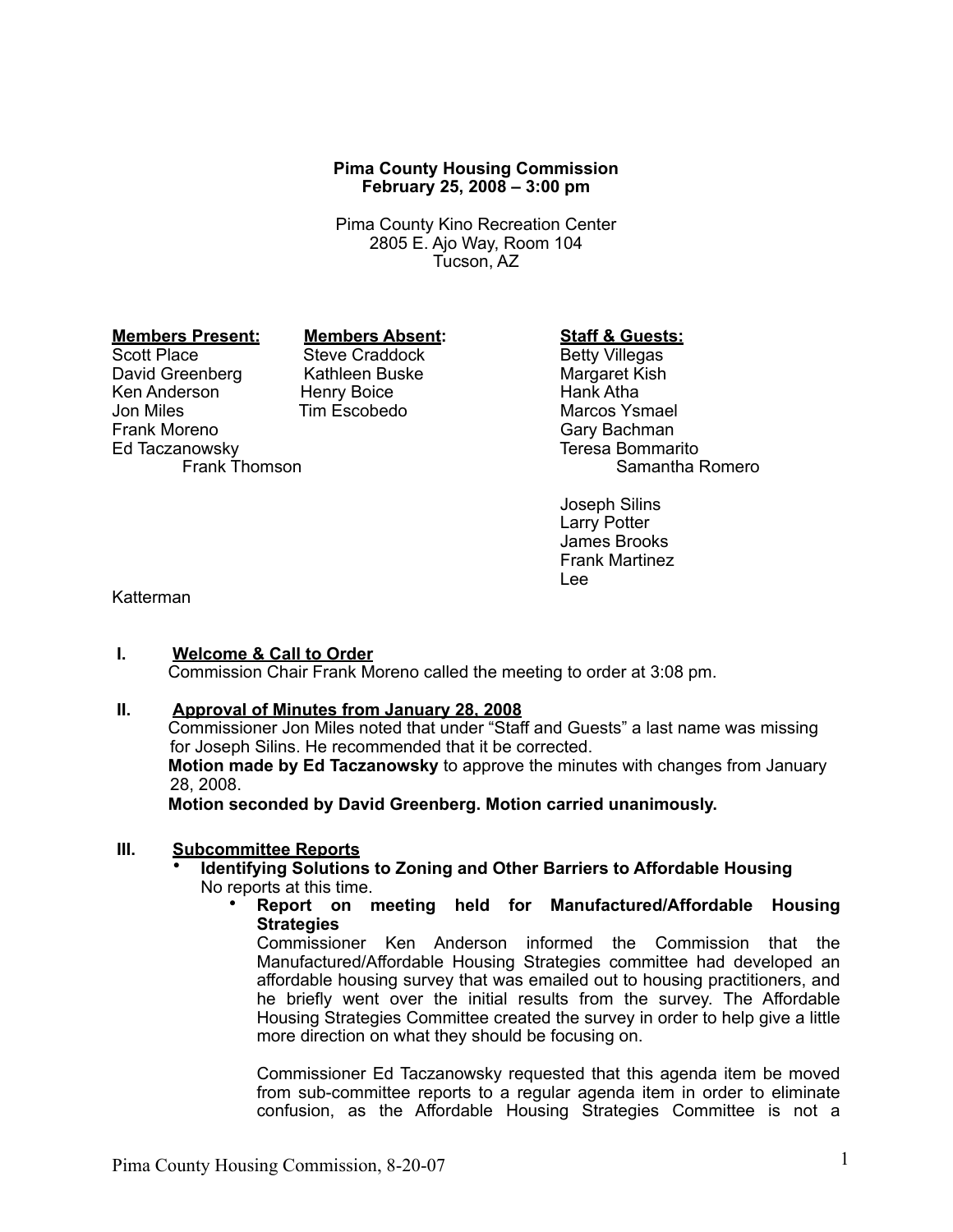**Pima County Housing Commission**
**February 25, 2008 – 3:00 pm**

Pima County Kino Recreation Center
2805 E. Ajo Way, Room 104
Tucson, AZ

| Members Present: | Members Absent: | Staff & Guests: |
|---|---|---|
| Scott Place | Steve Craddock | Betty Villegas |
| David Greenberg | Kathleen Buske | Margaret Kish |
| Ken Anderson | Henry Boice | Hank Atha |
| Jon Miles | Tim Escobedo | Marcos Ysmael |
| Frank Moreno | | Gary Bachman |
| Ed Taczanowsky | | Teresa Bommarito |
| Frank Thomson | | Samantha Romero |
| | | Joseph Silins |
| | | Larry Potter |
| | | James Brooks |
| | | Frank Martinez |
| | | Lee |

Katterman

**I. Welcome & Call to Order**

Commission Chair Frank Moreno called the meeting to order at 3:08 pm.

**II. Approval of Minutes from January 28, 2008**

Commissioner Jon Miles noted that under "Staff and Guests" a last name was missing for Joseph Silins. He recommended that it be corrected.

**Motion made by Ed Taczanowsky** to approve the minutes with changes from January 28, 2008.

**Motion seconded by David Greenberg. Motion carried unanimously.**

**III. Subcommittee Reports**

- **Identifying Solutions to Zoning and Other Barriers to Affordable Housing**
  No reports at this time.
  - **Report on meeting held for Manufactured/Affordable Housing Strategies**

    Commissioner Ken Anderson informed the Commission that the Manufactured/Affordable Housing Strategies committee had developed an affordable housing survey that was emailed out to housing practitioners, and he briefly went over the initial results from the survey. The Affordable Housing Strategies Committee created the survey in order to help give a little more direction on what they should be focusing on.

    Commissioner Ed Taczanowsky requested that this agenda item be moved from sub-committee reports to a regular agenda item in order to eliminate confusion, as the Affordable Housing Strategies Committee is not a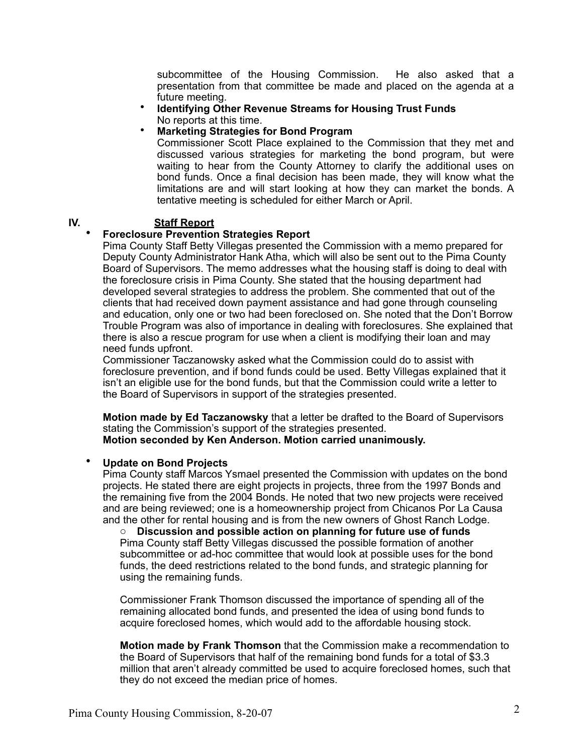subcommittee of the Housing Commission. He also asked that a presentation from that committee be made and placed on the agenda at a future meeting.

- **Identifying Other Revenue Streams for Housing Trust Funds**
  No reports at this time.
- **Marketing Strategies for Bond Program**
  Commissioner Scott Place explained to the Commission that they met and discussed various strategies for marketing the bond program, but were waiting to hear from the County Attorney to clarify the additional uses on bond funds. Once a final decision has been made, they will know what the limitations are and will start looking at how they can market the bonds. A tentative meeting is scheduled for either March or April.

## IV. Staff Report

- **Foreclosure Prevention Strategies Report**
  Pima County Staff Betty Villegas presented the Commission with a memo prepared for Deputy County Administrator Hank Atha, which will also be sent out to the Pima County Board of Supervisors. The memo addresses what the housing staff is doing to deal with the foreclosure crisis in Pima County. She stated that the housing department had developed several strategies to address the problem. She commented that out of the clients that had received down payment assistance and had gone through counseling and education, only one or two had been foreclosed on. She noted that the Don't Borrow Trouble Program was also of importance in dealing with foreclosures. She explained that there is also a rescue program for use when a client is modifying their loan and may need funds upfront.
  Commissioner Taczanowsky asked what the Commission could do to assist with foreclosure prevention, and if bond funds could be used. Betty Villegas explained that it isn't an eligible use for the bond funds, but that the Commission could write a letter to the Board of Supervisors in support of the strategies presented.

  **Motion made by Ed Taczanowsky** that a letter be drafted to the Board of Supervisors stating the Commission's support of the strategies presented.
  **Motion seconded by Ken Anderson. Motion carried unanimously.**

- **Update on Bond Projects**
  Pima County staff Marcos Ysmael presented the Commission with updates on the bond projects. He stated there are eight projects in projects, three from the 1997 Bonds and the remaining five from the 2004 Bonds. He noted that two new projects were received and are being reviewed; one is a homeownership project from Chicanos Por La Causa and the other for rental housing and is from the new owners of Ghost Ranch Lodge.
  - **Discussion and possible action on planning for future use of funds**
    Pima County staff Betty Villegas discussed the possible formation of another subcommittee or ad-hoc committee that would look at possible uses for the bond funds, the deed restrictions related to the bond funds, and strategic planning for using the remaining funds.

    Commissioner Frank Thomson discussed the importance of spending all of the remaining allocated bond funds, and presented the idea of using bond funds to acquire foreclosed homes, which would add to the affordable housing stock.

    **Motion made by Frank Thomson** that the Commission make a recommendation to the Board of Supervisors that half of the remaining bond funds for a total of $3.3 million that aren't already committed be used to acquire foreclosed homes, such that they do not exceed the median price of homes.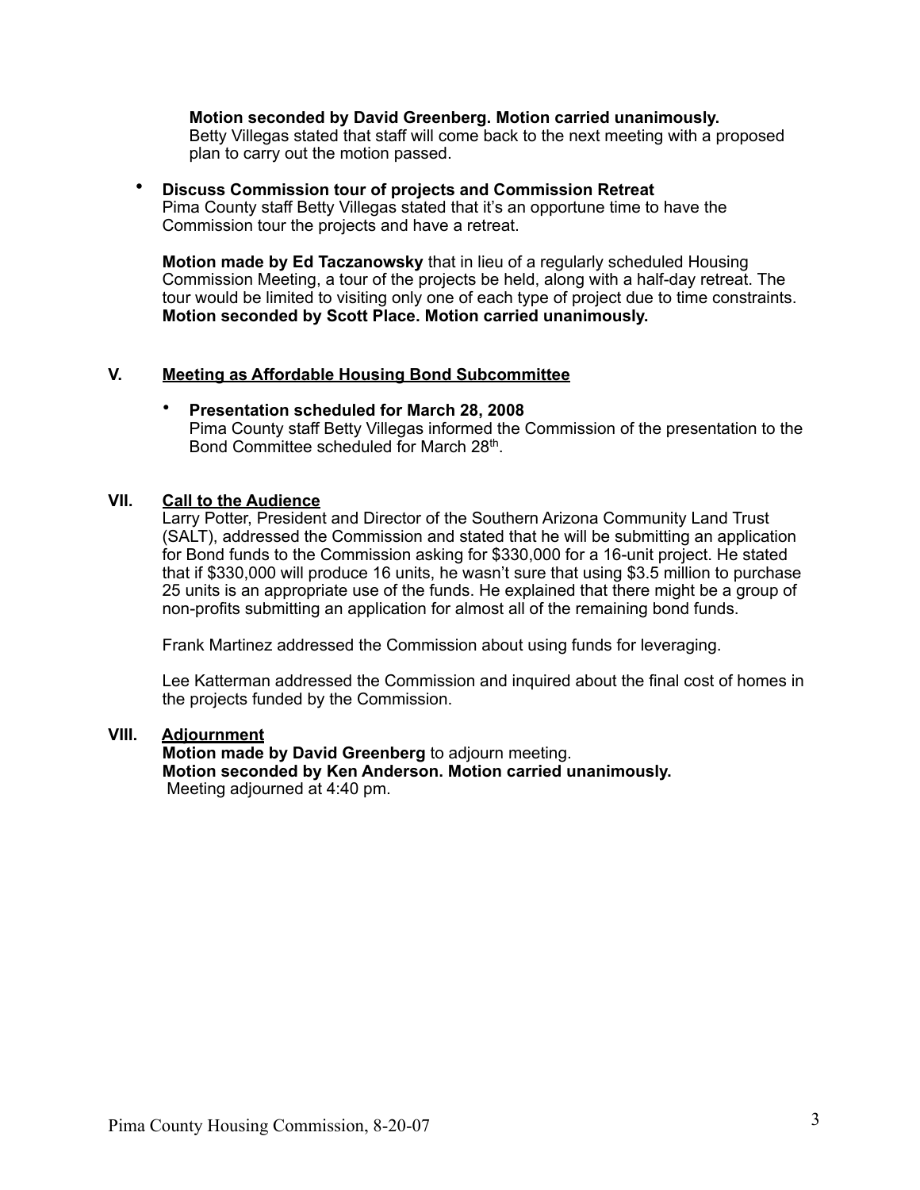**Motion seconded by David Greenberg. Motion carried unanimously.**
Betty Villegas stated that staff will come back to the next meeting with a proposed plan to carry out the motion passed.

- **Discuss Commission tour of projects and Commission Retreat**
  Pima County staff Betty Villegas stated that it's an opportune time to have the Commission tour the projects and have a retreat.

  **Motion made by Ed Taczanowsky** that in lieu of a regularly scheduled Housing Commission Meeting, a tour of the projects be held, along with a half-day retreat. The tour would be limited to visiting only one of each type of project due to time constraints.
  **Motion seconded by Scott Place. Motion carried unanimously.**

## V. Meeting as Affordable Housing Bond Subcommittee

- **Presentation scheduled for March 28, 2008**
  Pima County staff Betty Villegas informed the Commission of the presentation to the Bond Committee scheduled for March 28th.

## VII. Call to the Audience

Larry Potter, President and Director of the Southern Arizona Community Land Trust (SALT), addressed the Commission and stated that he will be submitting an application for Bond funds to the Commission asking for $330,000 for a 16-unit project. He stated that if $330,000 will produce 16 units, he wasn't sure that using $3.5 million to purchase 25 units is an appropriate use of the funds. He explained that there might be a group of non-profits submitting an application for almost all of the remaining bond funds.

Frank Martinez addressed the Commission about using funds for leveraging.

Lee Katterman addressed the Commission and inquired about the final cost of homes in the projects funded by the Commission.

## VIII. Adjournment

**Motion made by David Greenberg** to adjourn meeting.
**Motion seconded by Ken Anderson. Motion carried unanimously.**
Meeting adjourned at 4:40 pm.